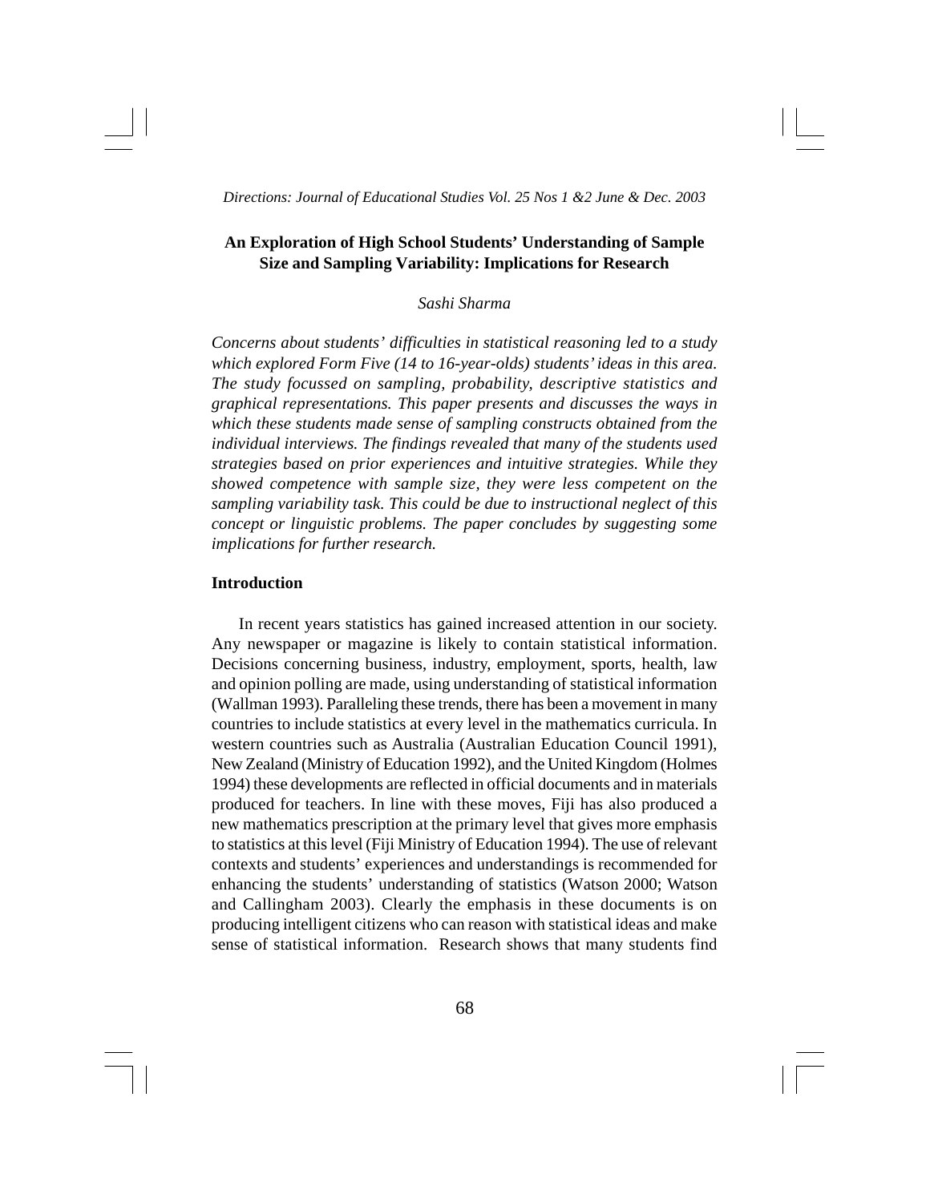# An Exploration of High School Students' Understanding of Sample Size and Sampling Variability: Implications for Research

*Sashi Sharma*

*Concerns about students' difficulties in statistical reasoning led to a study which explored Form Five (14 to 16-year-olds) students' ideas in this area. The study focussed on sampling, probability, descriptive statistics and graphical representations. This paper presents and discusses the ways in which these students made sense of sampling constructs obtained from the individual interviews. The findings revealed that many of the students used strategies based on prior experiences and intuitive strategies. While they showed competence with sample size, they were less competent on the sampling variability task. This could be due to instructional neglect of this concept or linguistic problems. The paper concludes by suggesting some implications for further research.*

## Introduction

In recent years statistics has gained increased attention in our society. Any newspaper or magazine is likely to contain statistical information. Decisions concerning business, industry, employment, sports, health, law and opinion polling are made, using understanding of statistical information (Wallman 1993). Paralleling these trends, there has been a movement in many countries to include statistics at every level in the mathematics curricula. In western countries such as Australia (Australian Education Council 1991), New Zealand (Ministry of Education 1992), and the United Kingdom (Holmes 1994) these developments are reflected in official documents and in materials produced for teachers. In line with these moves, Fiji has also produced a new mathematics prescription at the primary level that gives more emphasis to statistics at this level (Fiji Ministry of Education 1994). The use of relevant contexts and students' experiences and understandings is recommended for enhancing the students' understanding of statistics (Watson 2000; Watson and Callingham 2003). Clearly the emphasis in these documents is on producing intelligent citizens who can reason with statistical ideas and make sense of statistical information. Research shows that many students find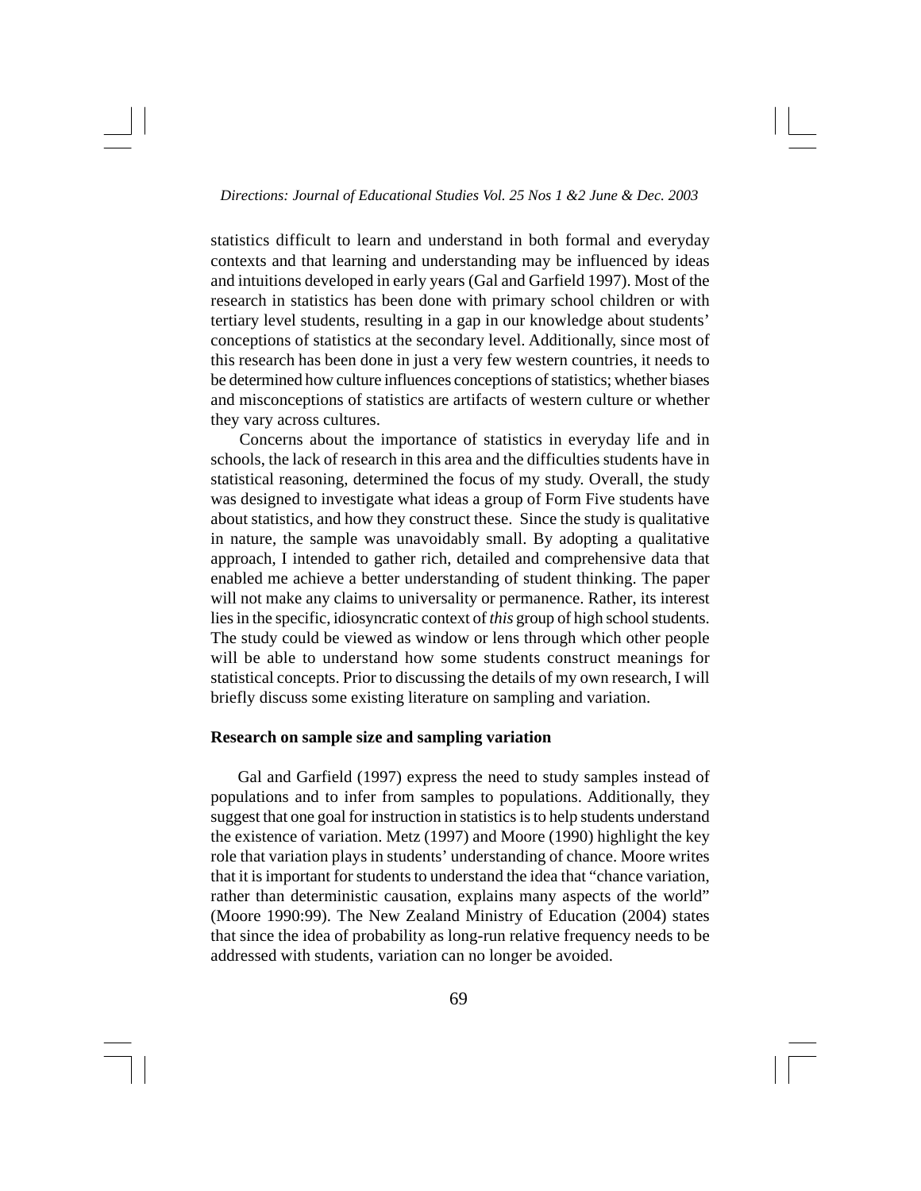statistics difficult to learn and understand in both formal and everyday contexts and that learning and understanding may be influenced by ideas and intuitions developed in early years (Gal and Garfield 1997). Most of the research in statistics has been done with primary school children or with tertiary level students, resulting in a gap in our knowledge about students' conceptions of statistics at the secondary level. Additionally, since most of this research has been done in just a very few western countries, it needs to be determined how culture influences conceptions of statistics; whether biases and misconceptions of statistics are artifacts of western culture or whether they vary across cultures.

Concerns about the importance of statistics in everyday life and in schools, the lack of research in this area and the difficulties students have in statistical reasoning, determined the focus of my study. Overall, the study was designed to investigate what ideas a group of Form Five students have about statistics, and how they construct these. Since the study is qualitative in nature, the sample was unavoidably small. By adopting a qualitative approach, I intended to gather rich, detailed and comprehensive data that enabled me achieve a better understanding of student thinking. The paper will not make any claims to universality or permanence. Rather, its interest lies in the specific, idiosyncratic context of *this* group of high school students. The study could be viewed as window or lens through which other people will be able to understand how some students construct meanings for statistical concepts. Prior to discussing the details of my own research, I will briefly discuss some existing literature on sampling and variation.

**Research on sample size and sampling variation**

Gal and Garfield (1997) express the need to study samples instead of populations and to infer from samples to populations. Additionally, they suggest that one goal for instruction in statistics is to help students understand the existence of variation. Metz (1997) and Moore (1990) highlight the key role that variation plays in students' understanding of chance. Moore writes that it is important for students to understand the idea that "chance variation, rather than deterministic causation, explains many aspects of the world" (Moore 1990:99). The New Zealand Ministry of Education (2004) states that since the idea of probability as long-run relative frequency needs to be addressed with students, variation can no longer be avoided.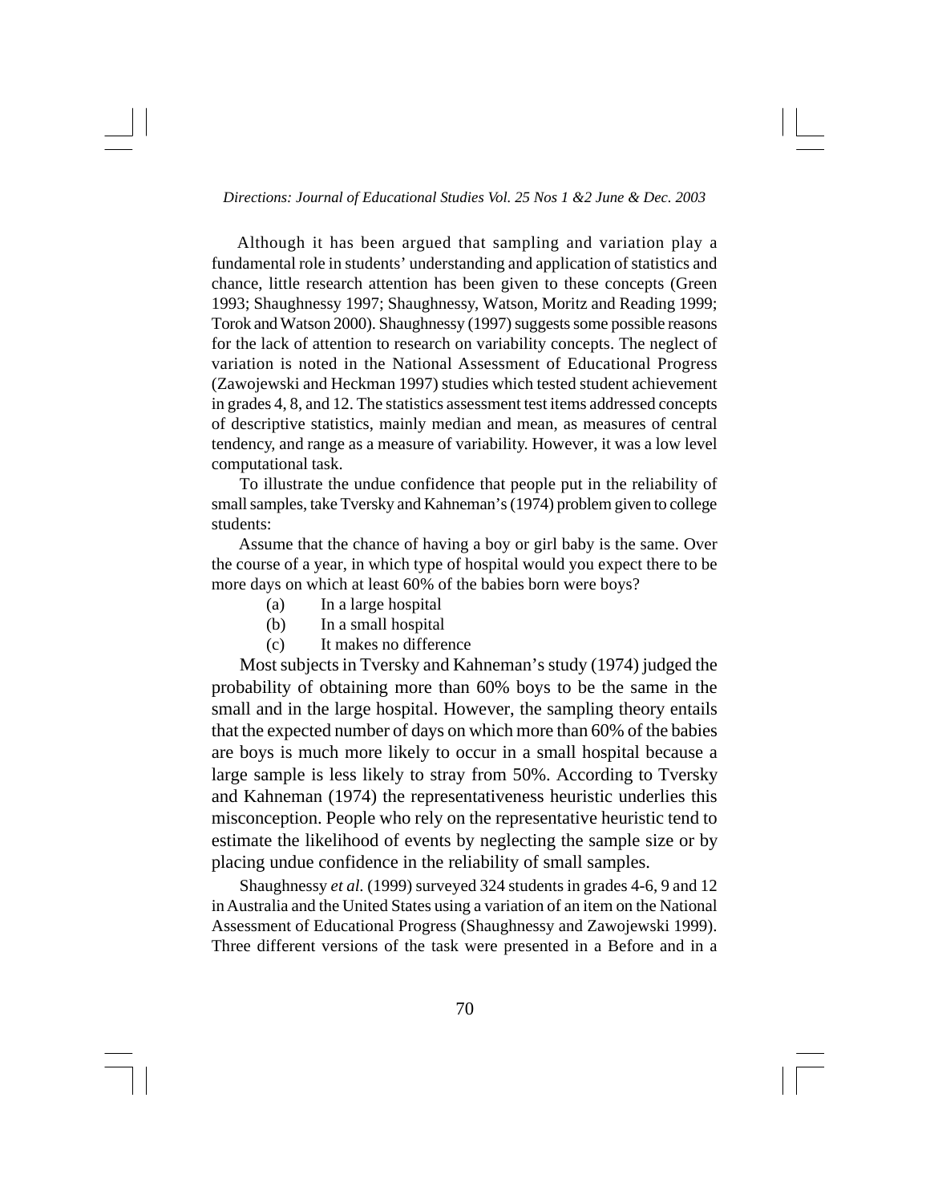Although it has been argued that sampling and variation play a fundamental role in students' understanding and application of statistics and chance, little research attention has been given to these concepts (Green 1993; Shaughnessy 1997; Shaughnessy, Watson, Moritz and Reading 1999; Torok and Watson 2000). Shaughnessy (1997) suggests some possible reasons for the lack of attention to research on variability concepts. The neglect of variation is noted in the National Assessment of Educational Progress (Zawojewski and Heckman 1997) studies which tested student achievement in grades 4, 8, and 12. The statistics assessment test items addressed concepts of descriptive statistics, mainly median and mean, as measures of central tendency, and range as a measure of variability. However, it was a low level computational task.

To illustrate the undue confidence that people put in the reliability of small samples, take Tversky and Kahneman's (1974) problem given to college students:

Assume that the chance of having a boy or girl baby is the same. Over the course of a year, in which type of hospital would you expect there to be more days on which at least 60% of the babies born were boys?

(a) In a large hospital

(b) In a small hospital

(c) It makes no difference

Most subjects in Tversky and Kahneman's study (1974) judged the probability of obtaining more than 60% boys to be the same in the small and in the large hospital. However, the sampling theory entails that the expected number of days on which more than 60% of the babies are boys is much more likely to occur in a small hospital because a large sample is less likely to stray from 50%. According to Tversky and Kahneman (1974) the representativeness heuristic underlies this misconception. People who rely on the representative heuristic tend to estimate the likelihood of events by neglecting the sample size or by placing undue confidence in the reliability of small samples.

Shaughnessy *et al.* (1999) surveyed 324 students in grades 4-6, 9 and 12 in Australia and the United States using a variation of an item on the National Assessment of Educational Progress (Shaughnessy and Zawojewski 1999). Three different versions of the task were presented in a Before and in a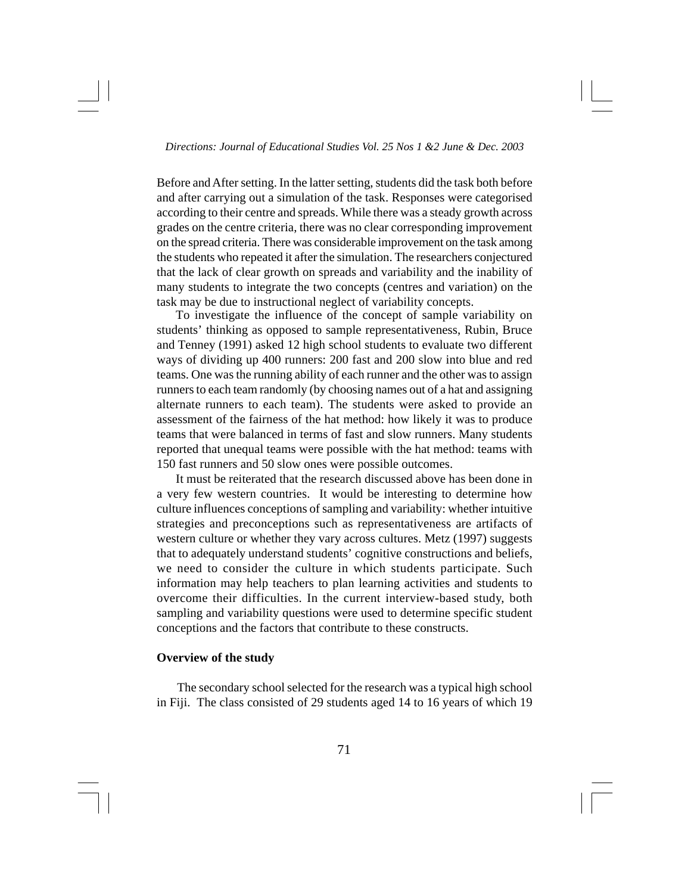Before and After setting. In the latter setting, students did the task both before and after carrying out a simulation of the task. Responses were categorised according to their centre and spreads. While there was a steady growth across grades on the centre criteria, there was no clear corresponding improvement on the spread criteria. There was considerable improvement on the task among the students who repeated it after the simulation. The researchers conjectured that the lack of clear growth on spreads and variability and the inability of many students to integrate the two concepts (centres and variation) on the task may be due to instructional neglect of variability concepts.

To investigate the influence of the concept of sample variability on students' thinking as opposed to sample representativeness, Rubin, Bruce and Tenney (1991) asked 12 high school students to evaluate two different ways of dividing up 400 runners: 200 fast and 200 slow into blue and red teams. One was the running ability of each runner and the other was to assign runners to each team randomly (by choosing names out of a hat and assigning alternate runners to each team). The students were asked to provide an assessment of the fairness of the hat method: how likely it was to produce teams that were balanced in terms of fast and slow runners. Many students reported that unequal teams were possible with the hat method: teams with 150 fast runners and 50 slow ones were possible outcomes.

It must be reiterated that the research discussed above has been done in a very few western countries. It would be interesting to determine how culture influences conceptions of sampling and variability: whether intuitive strategies and preconceptions such as representativeness are artifacts of western culture or whether they vary across cultures. Metz (1997) suggests that to adequately understand students' cognitive constructions and beliefs, we need to consider the culture in which students participate. Such information may help teachers to plan learning activities and students to overcome their difficulties. In the current interview-based study, both sampling and variability questions were used to determine specific student conceptions and the factors that contribute to these constructs.

## Overview of the study

The secondary school selected for the research was a typical high school in Fiji. The class consisted of 29 students aged 14 to 16 years of which 19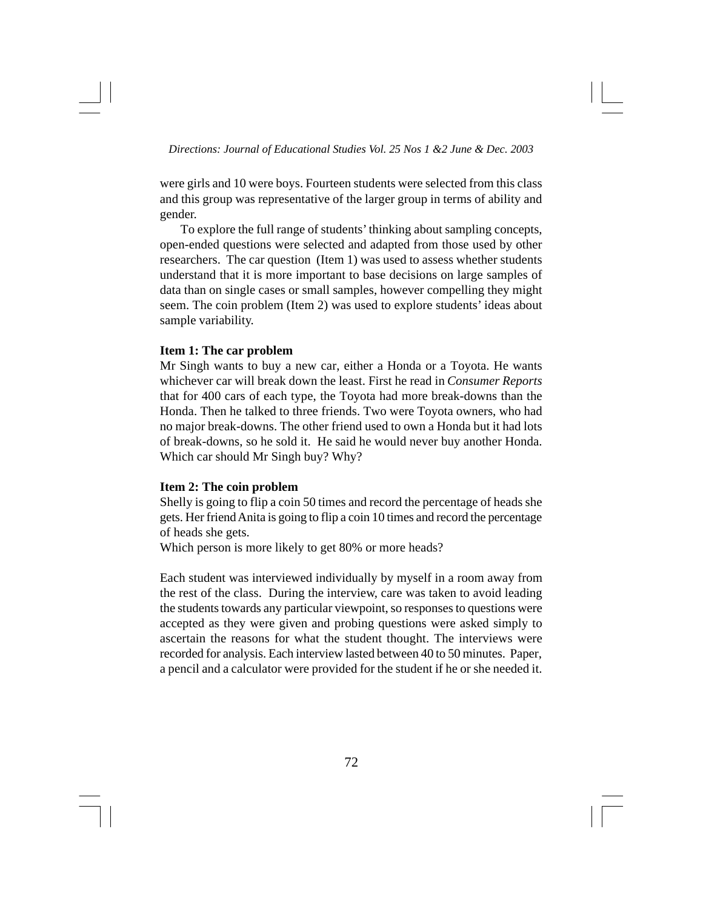were girls and 10 were boys. Fourteen students were selected from this class and this group was representative of the larger group in terms of ability and gender.

To explore the full range of students' thinking about sampling concepts, open-ended questions were selected and adapted from those used by other researchers. The car question (Item 1) was used to assess whether students understand that it is more important to base decisions on large samples of data than on single cases or small samples, however compelling they might seem. The coin problem (Item 2) was used to explore students' ideas about sample variability.

**Item 1: The car problem**

Mr Singh wants to buy a new car, either a Honda or a Toyota. He wants whichever car will break down the least. First he read in *Consumer Reports* that for 400 cars of each type, the Toyota had more break-downs than the Honda. Then he talked to three friends. Two were Toyota owners, who had no major break-downs. The other friend used to own a Honda but it had lots of break-downs, so he sold it. He said he would never buy another Honda. Which car should Mr Singh buy? Why?

**Item 2: The coin problem**

Shelly is going to flip a coin 50 times and record the percentage of heads she gets. Her friend Anita is going to flip a coin 10 times and record the percentage of heads she gets.

Which person is more likely to get 80% or more heads?

Each student was interviewed individually by myself in a room away from the rest of the class. During the interview, care was taken to avoid leading the students towards any particular viewpoint, so responses to questions were accepted as they were given and probing questions were asked simply to ascertain the reasons for what the student thought. The interviews were recorded for analysis. Each interview lasted between 40 to 50 minutes. Paper, a pencil and a calculator were provided for the student if he or she needed it.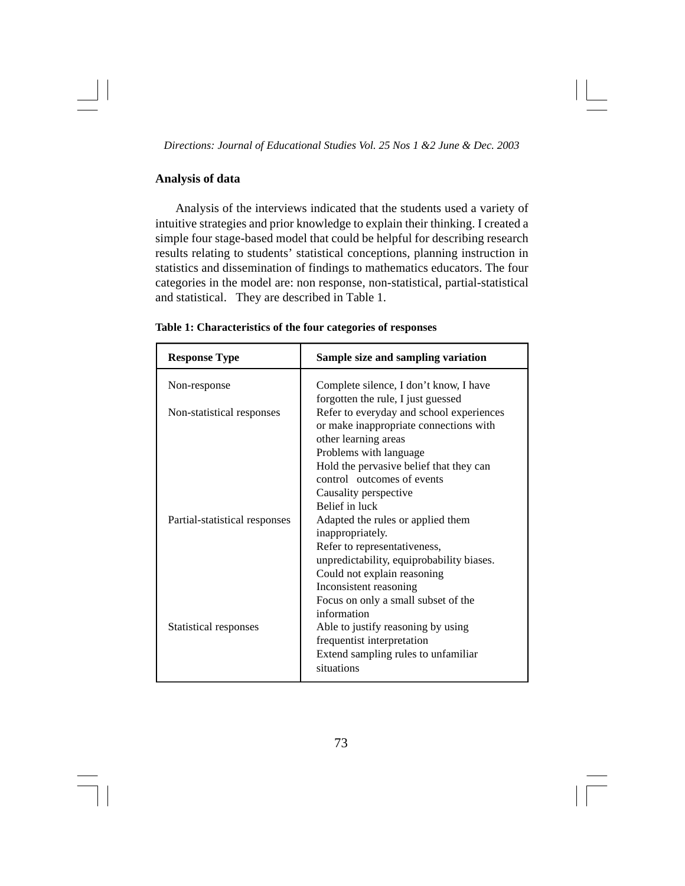## Analysis of data

Analysis of the interviews indicated that the students used a variety of intuitive strategies and prior knowledge to explain their thinking. I created a simple four stage-based model that could be helpful for describing research results relating to students' statistical conceptions, planning instruction in statistics and dissemination of findings to mathematics educators. The four categories in the model are: non response, non-statistical, partial-statistical and statistical. They are described in Table 1.

**Table 1: Characteristics of the four categories of responses**

| Response Type | Sample size and sampling variation |
|---|---|
| Non-response | Complete silence, I don't know, I have forgotten the rule, I just guessed |
| Non-statistical responses | Refer to everyday and school experiences or make inappropriate connections with other learning areas<br>Problems with language<br>Hold the pervasive belief that they can control outcomes of events<br>Causality perspective<br>Belief in luck |
| Partial-statistical responses | Adapted the rules or applied them inappropriately.<br>Refer to representativeness, unpredictability, equiprobability biases.<br>Could not explain reasoning<br>Inconsistent reasoning<br>Focus on only a small subset of the information |
| Statistical responses | Able to justify reasoning by using frequentist interpretation<br>Extend sampling rules to unfamiliar situations |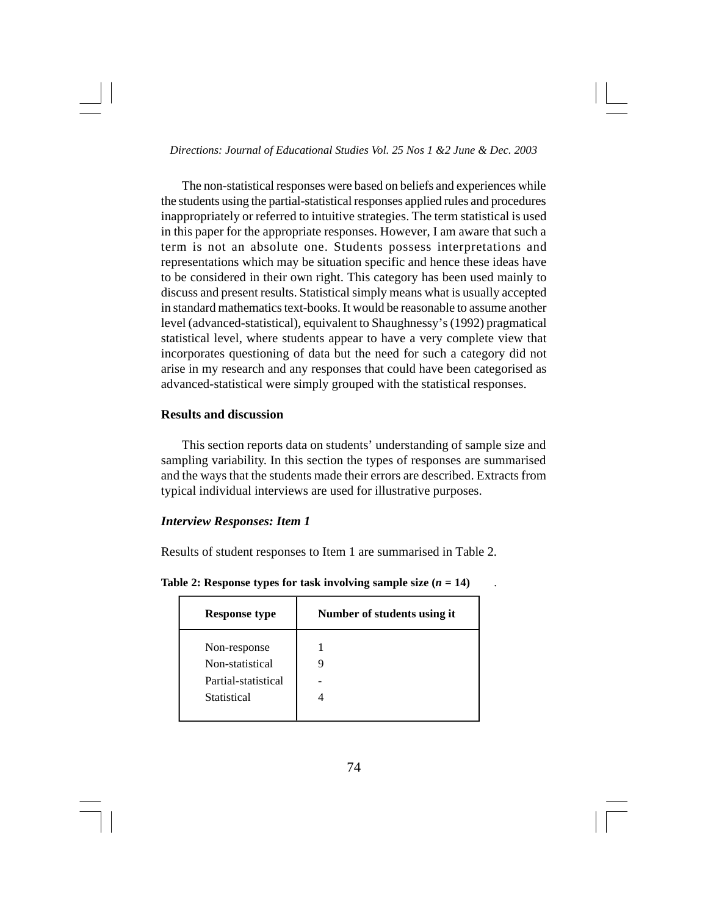The non-statistical responses were based on beliefs and experiences while the students using the partial-statistical responses applied rules and procedures inappropriately or referred to intuitive strategies. The term statistical is used in this paper for the appropriate responses. However, I am aware that such a term is not an absolute one. Students possess interpretations and representations which may be situation specific and hence these ideas have to be considered in their own right. This category has been used mainly to discuss and present results. Statistical simply means what is usually accepted in standard mathematics text-books. It would be reasonable to assume another level (advanced-statistical), equivalent to Shaughnessy's (1992) pragmatical statistical level, where students appear to have a very complete view that incorporates questioning of data but the need for such a category did not arise in my research and any responses that could have been categorised as advanced-statistical were simply grouped with the statistical responses.

## Results and discussion

This section reports data on students' understanding of sample size and sampling variability. In this section the types of responses are summarised and the ways that the students made their errors are described. Extracts from typical individual interviews are used for illustrative purposes.

### *Interview Responses: Item 1*

Results of student responses to Item 1 are summarised in Table 2.

**Table 2: Response types for task involving sample size ($n$ = 14)**

| Response type | Number of students using it |
|---|---|
| Non-response | 1 |
| Non-statistical | 9 |
| Partial-statistical | - |
| Statistical | 4 |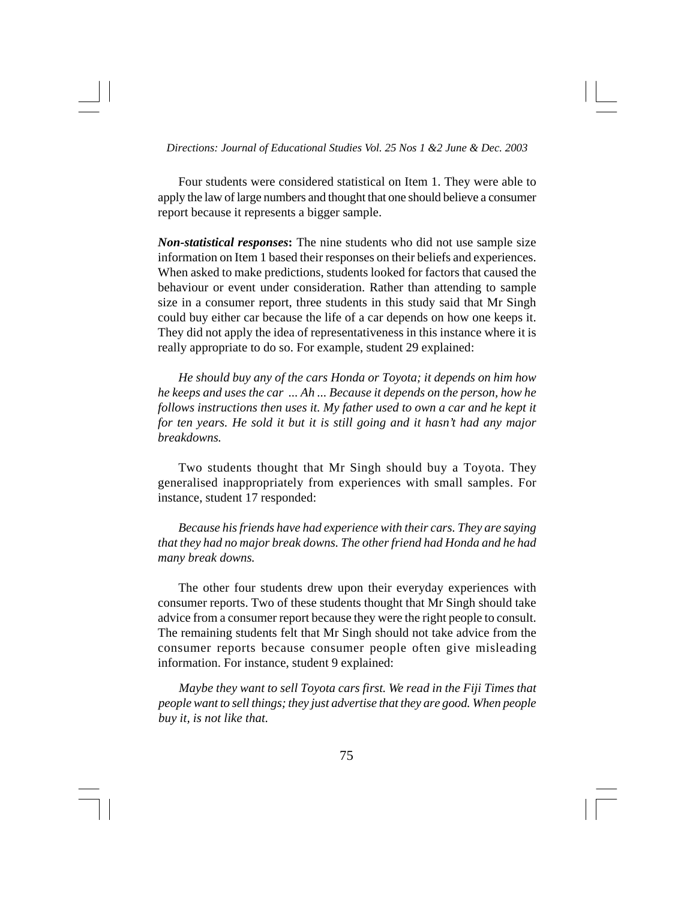Four students were considered statistical on Item 1. They were able to apply the law of large numbers and thought that one should believe a consumer report because it represents a bigger sample.

***Non-statistical responses*:** The nine students who did not use sample size information on Item 1 based their responses on their beliefs and experiences. When asked to make predictions, students looked for factors that caused the behaviour or event under consideration. Rather than attending to sample size in a consumer report, three students in this study said that Mr Singh could buy either car because the life of a car depends on how one keeps it. They did not apply the idea of representativeness in this instance where it is really appropriate to do so. For example, student 29 explained:

> *He should buy any of the cars Honda or Toyota; it depends on him how he keeps and uses the car ... Ah ... Because it depends on the person, how he follows instructions then uses it. My father used to own a car and he kept it for ten years. He sold it but it is still going and it hasn't had any major breakdowns.*

Two students thought that Mr Singh should buy a Toyota. They generalised inappropriately from experiences with small samples. For instance, student 17 responded:

> *Because his friends have had experience with their cars. They are saying that they had no major break downs. The other friend had Honda and he had many break downs.*

The other four students drew upon their everyday experiences with consumer reports. Two of these students thought that Mr Singh should take advice from a consumer report because they were the right people to consult. The remaining students felt that Mr Singh should not take advice from the consumer reports because consumer people often give misleading information. For instance, student 9 explained:

> *Maybe they want to sell Toyota cars first. We read in the Fiji Times that people want to sell things; they just advertise that they are good. When people buy it, is not like that.*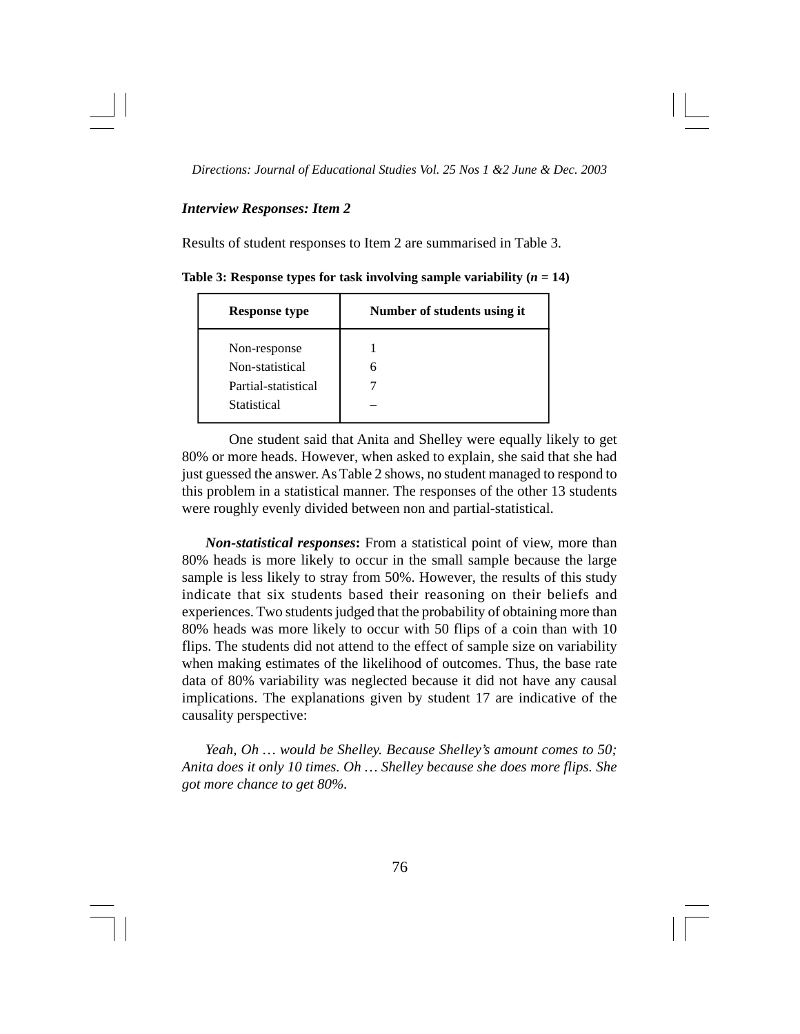### *Interview Responses: Item 2*

Results of student responses to Item 2 are summarised in Table 3.

**Table 3: Response types for task involving sample variability ($n$ = 14)**

| Response type | Number of students using it |
|---|---|
| Non-response | 1 |
| Non-statistical | 6 |
| Partial-statistical | 7 |
| Statistical | – |

One student said that Anita and Shelley were equally likely to get 80% or more heads. However, when asked to explain, she said that she had just guessed the answer. As Table 2 shows, no student managed to respond to this problem in a statistical manner. The responses of the other 13 students were roughly evenly divided between non and partial-statistical.

***Non-statistical responses*:** From a statistical point of view, more than 80% heads is more likely to occur in the small sample because the large sample is less likely to stray from 50%. However, the results of this study indicate that six students based their reasoning on their beliefs and experiences. Two students judged that the probability of obtaining more than 80% heads was more likely to occur with 50 flips of a coin than with 10 flips. The students did not attend to the effect of sample size on variability when making estimates of the likelihood of outcomes. Thus, the base rate data of 80% variability was neglected because it did not have any causal implications. The explanations given by student 17 are indicative of the causality perspective:

*Yeah, Oh … would be Shelley. Because Shelley's amount comes to 50; Anita does it only 10 times. Oh … Shelley because she does more flips. She got more chance to get 80%.*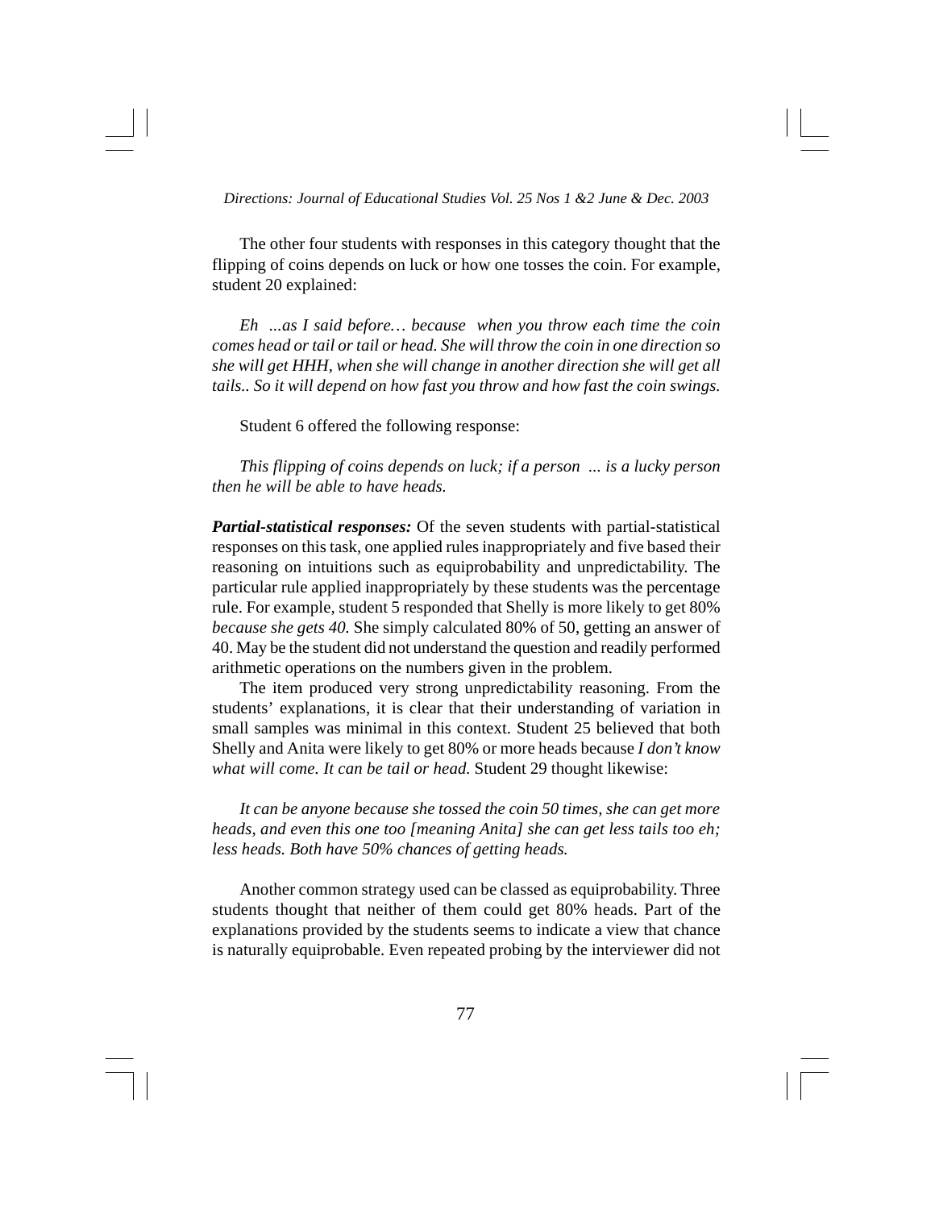The other four students with responses in this category thought that the flipping of coins depends on luck or how one tosses the coin. For example, student 20 explained:

*Eh ...as I said before… because when you throw each time the coin comes head or tail or tail or head. She will throw the coin in one direction so she will get HHH, when she will change in another direction she will get all tails.. So it will depend on how fast you throw and how fast the coin swings.*

Student 6 offered the following response:

*This flipping of coins depends on luck; if a person ... is a lucky person then he will be able to have heads.*

***Partial-statistical responses:*** Of the seven students with partial-statistical responses on this task, one applied rules inappropriately and five based their reasoning on intuitions such as equiprobability and unpredictability. The particular rule applied inappropriately by these students was the percentage rule. For example, student 5 responded that Shelly is more likely to get 80% *because she gets 40.* She simply calculated 80% of 50, getting an answer of 40. May be the student did not understand the question and readily performed arithmetic operations on the numbers given in the problem.

The item produced very strong unpredictability reasoning. From the students' explanations, it is clear that their understanding of variation in small samples was minimal in this context. Student 25 believed that both Shelly and Anita were likely to get 80% or more heads because *I don't know what will come. It can be tail or head.* Student 29 thought likewise:

*It can be anyone because she tossed the coin 50 times, she can get more heads, and even this one too [meaning Anita] she can get less tails too eh; less heads. Both have 50% chances of getting heads.*

Another common strategy used can be classed as equiprobability. Three students thought that neither of them could get 80% heads. Part of the explanations provided by the students seems to indicate a view that chance is naturally equiprobable. Even repeated probing by the interviewer did not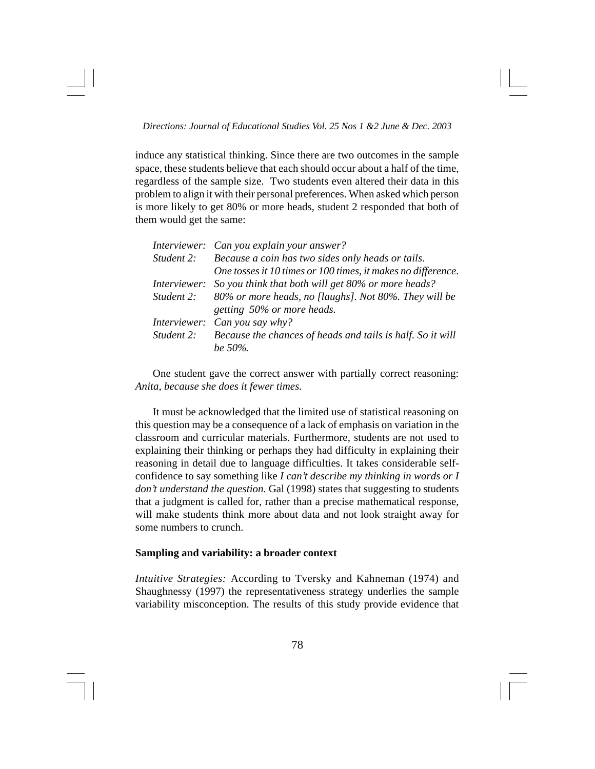induce any statistical thinking. Since there are two outcomes in the sample space, these students believe that each should occur about a half of the time, regardless of the sample size. Two students even altered their data in this problem to align it with their personal preferences. When asked which person is more likely to get 80% or more heads, student 2 responded that both of them would get the same:

| | |
|---|---|
| *Interviewer:* | *Can you explain your answer?* |
| *Student 2:* | *Because a coin has two sides only heads or tails. One tosses it 10 times or 100 times, it makes no difference.* |
| *Interviewer:* | *So you think that both will get 80% or more heads?* |
| *Student 2:* | *80% or more heads, no [laughs]. Not 80%. They will be getting 50% or more heads.* |
| *Interviewer:* | *Can you say why?* |
| *Student 2:* | *Because the chances of heads and tails is half. So it will be 50%.* |

One student gave the correct answer with partially correct reasoning: *Anita, because she does it fewer times.*

It must be acknowledged that the limited use of statistical reasoning on this question may be a consequence of a lack of emphasis on variation in the classroom and curricular materials. Furthermore, students are not used to explaining their thinking or perhaps they had difficulty in explaining their reasoning in detail due to language difficulties. It takes considerable self-confidence to say something like *I can't describe my thinking in words or I don't understand the question*. Gal (1998) states that suggesting to students that a judgment is called for, rather than a precise mathematical response, will make students think more about data and not look straight away for some numbers to crunch.

**Sampling and variability: a broader context**

*Intuitive Strategies:* According to Tversky and Kahneman (1974) and Shaughnessy (1997) the representativeness strategy underlies the sample variability misconception. The results of this study provide evidence that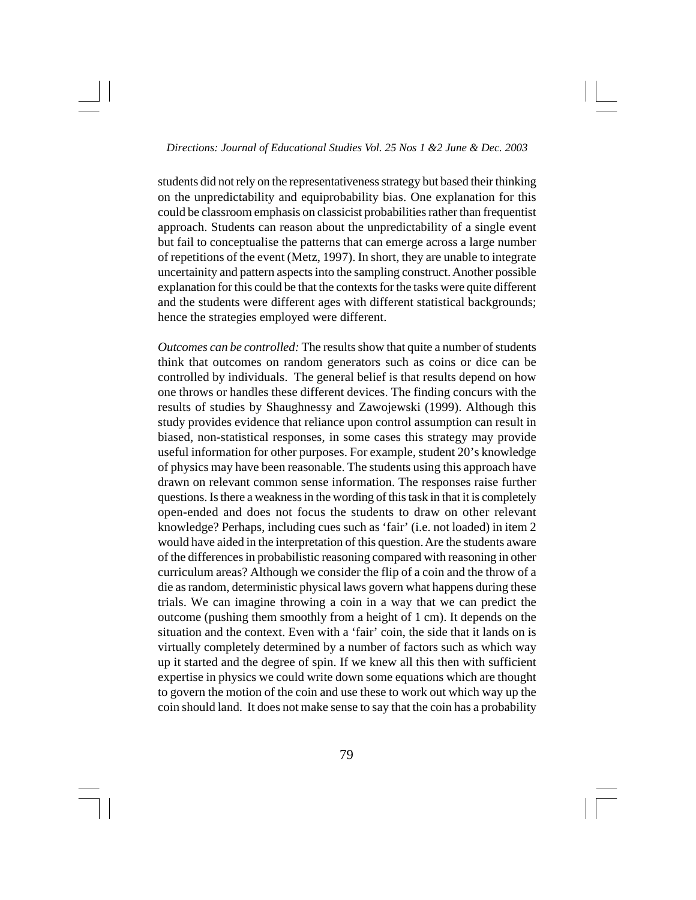students did not rely on the representativeness strategy but based their thinking on the unpredictability and equiprobability bias. One explanation for this could be classroom emphasis on classicist probabilities rather than frequentist approach. Students can reason about the unpredictability of a single event but fail to conceptualise the patterns that can emerge across a large number of repetitions of the event (Metz, 1997). In short, they are unable to integrate uncertainity and pattern aspects into the sampling construct. Another possible explanation for this could be that the contexts for the tasks were quite different and the students were different ages with different statistical backgrounds; hence the strategies employed were different.

*Outcomes can be controlled:* The results show that quite a number of students think that outcomes on random generators such as coins or dice can be controlled by individuals. The general belief is that results depend on how one throws or handles these different devices. The finding concurs with the results of studies by Shaughnessy and Zawojewski (1999). Although this study provides evidence that reliance upon control assumption can result in biased, non-statistical responses, in some cases this strategy may provide useful information for other purposes. For example, student 20's knowledge of physics may have been reasonable. The students using this approach have drawn on relevant common sense information. The responses raise further questions. Is there a weakness in the wording of this task in that it is completely open-ended and does not focus the students to draw on other relevant knowledge? Perhaps, including cues such as 'fair' (i.e. not loaded) in item 2 would have aided in the interpretation of this question. Are the students aware of the differences in probabilistic reasoning compared with reasoning in other curriculum areas? Although we consider the flip of a coin and the throw of a die as random, deterministic physical laws govern what happens during these trials. We can imagine throwing a coin in a way that we can predict the outcome (pushing them smoothly from a height of 1 cm). It depends on the situation and the context. Even with a 'fair' coin, the side that it lands on is virtually completely determined by a number of factors such as which way up it started and the degree of spin. If we knew all this then with sufficient expertise in physics we could write down some equations which are thought to govern the motion of the coin and use these to work out which way up the coin should land. It does not make sense to say that the coin has a probability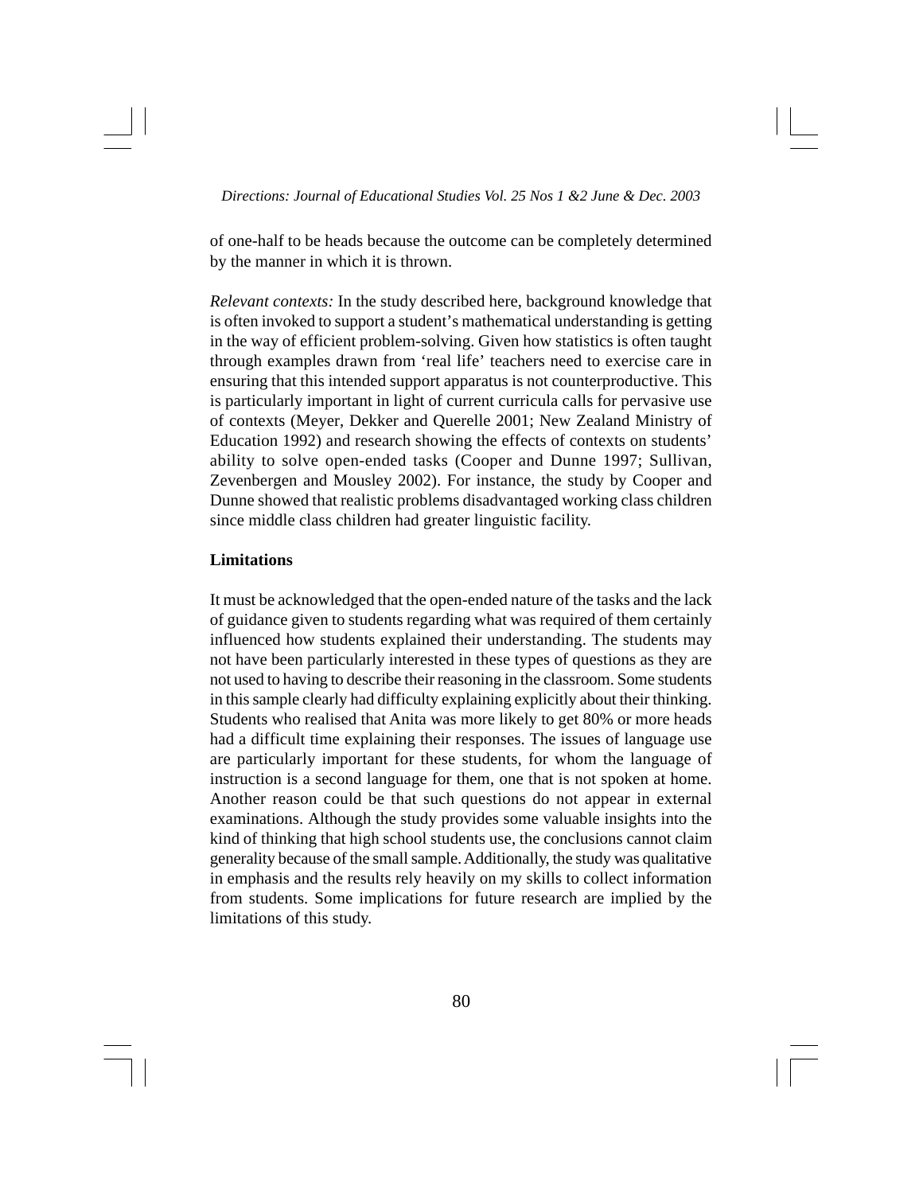of one-half to be heads because the outcome can be completely determined by the manner in which it is thrown.

*Relevant contexts:* In the study described here, background knowledge that is often invoked to support a student's mathematical understanding is getting in the way of efficient problem-solving. Given how statistics is often taught through examples drawn from 'real life' teachers need to exercise care in ensuring that this intended support apparatus is not counterproductive. This is particularly important in light of current curricula calls for pervasive use of contexts (Meyer, Dekker and Querelle 2001; New Zealand Ministry of Education 1992) and research showing the effects of contexts on students' ability to solve open-ended tasks (Cooper and Dunne 1997; Sullivan, Zevenbergen and Mousley 2002). For instance, the study by Cooper and Dunne showed that realistic problems disadvantaged working class children since middle class children had greater linguistic facility.

**Limitations**

It must be acknowledged that the open-ended nature of the tasks and the lack of guidance given to students regarding what was required of them certainly influenced how students explained their understanding. The students may not have been particularly interested in these types of questions as they are not used to having to describe their reasoning in the classroom. Some students in this sample clearly had difficulty explaining explicitly about their thinking. Students who realised that Anita was more likely to get 80% or more heads had a difficult time explaining their responses. The issues of language use are particularly important for these students, for whom the language of instruction is a second language for them, one that is not spoken at home. Another reason could be that such questions do not appear in external examinations. Although the study provides some valuable insights into the kind of thinking that high school students use, the conclusions cannot claim generality because of the small sample. Additionally, the study was qualitative in emphasis and the results rely heavily on my skills to collect information from students. Some implications for future research are implied by the limitations of this study.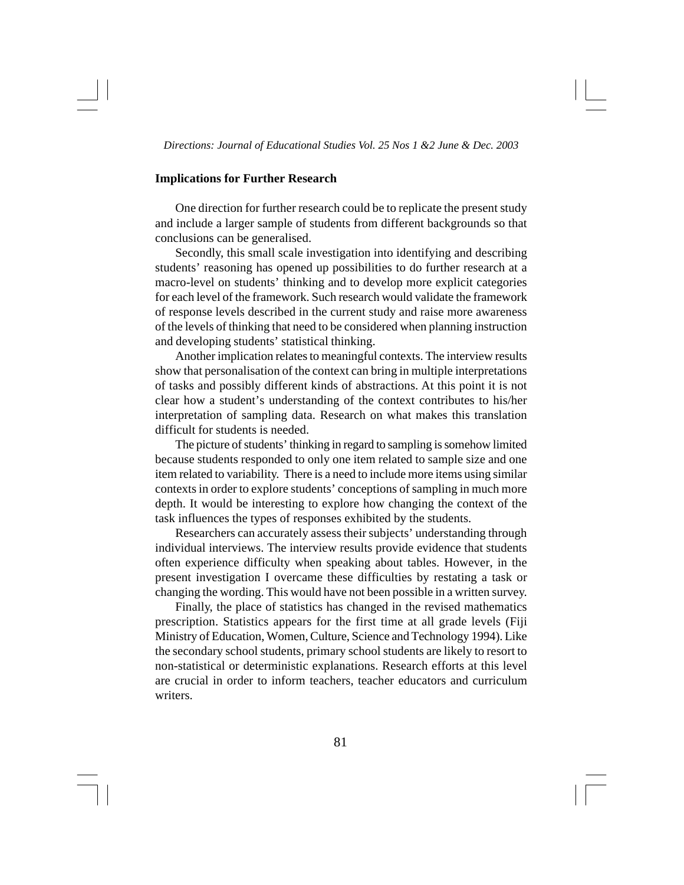**Implications for Further Research**

One direction for further research could be to replicate the present study and include a larger sample of students from different backgrounds so that conclusions can be generalised.

Secondly, this small scale investigation into identifying and describing students' reasoning has opened up possibilities to do further research at a macro-level on students' thinking and to develop more explicit categories for each level of the framework. Such research would validate the framework of response levels described in the current study and raise more awareness of the levels of thinking that need to be considered when planning instruction and developing students' statistical thinking.

Another implication relates to meaningful contexts. The interview results show that personalisation of the context can bring in multiple interpretations of tasks and possibly different kinds of abstractions. At this point it is not clear how a student's understanding of the context contributes to his/her interpretation of sampling data. Research on what makes this translation difficult for students is needed.

The picture of students' thinking in regard to sampling is somehow limited because students responded to only one item related to sample size and one item related to variability. There is a need to include more items using similar contexts in order to explore students' conceptions of sampling in much more depth. It would be interesting to explore how changing the context of the task influences the types of responses exhibited by the students.

Researchers can accurately assess their subjects' understanding through individual interviews. The interview results provide evidence that students often experience difficulty when speaking about tables. However, in the present investigation I overcame these difficulties by restating a task or changing the wording. This would have not been possible in a written survey.

Finally, the place of statistics has changed in the revised mathematics prescription. Statistics appears for the first time at all grade levels (Fiji Ministry of Education, Women, Culture, Science and Technology 1994). Like the secondary school students, primary school students are likely to resort to non-statistical or deterministic explanations. Research efforts at this level are crucial in order to inform teachers, teacher educators and curriculum writers.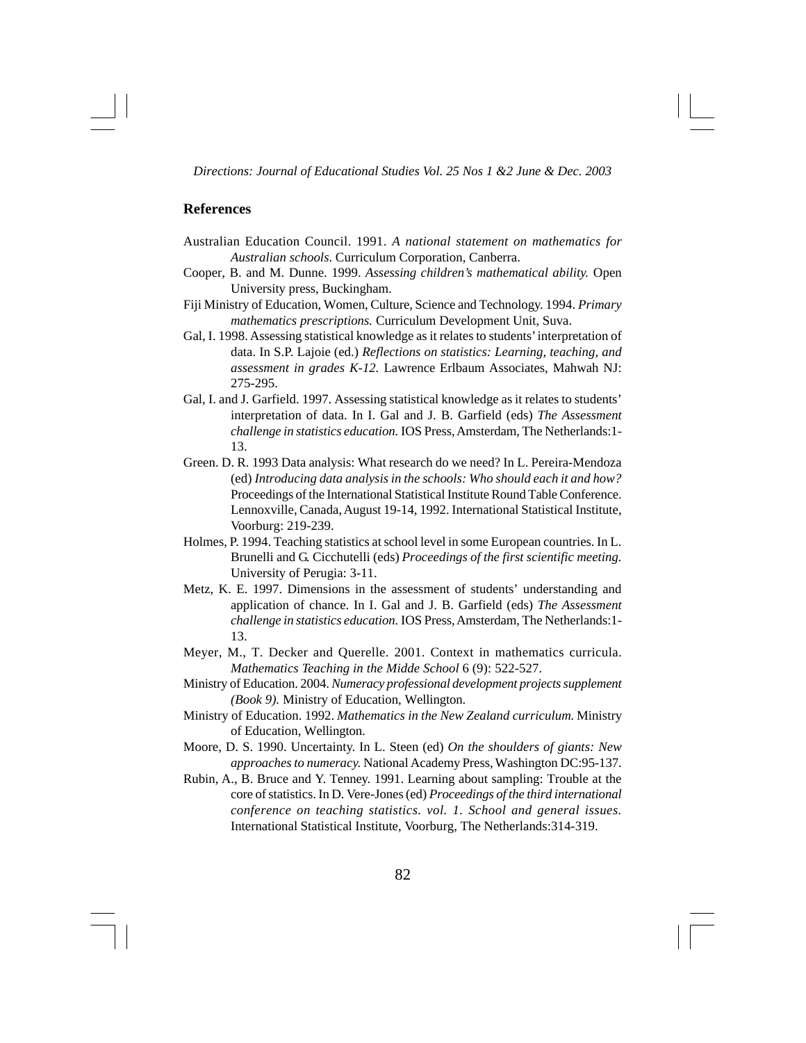## References

Australian Education Council. 1991. *A national statement on mathematics for Australian schools*. Curriculum Corporation, Canberra.

Cooper, B. and M. Dunne. 1999. *Assessing children's mathematical ability.* Open University press, Buckingham.

Fiji Ministry of Education, Women, Culture, Science and Technology. 1994. *Primary mathematics prescriptions.* Curriculum Development Unit, Suva.

Gal, I. 1998. Assessing statistical knowledge as it relates to students' interpretation of data. In S.P. Lajoie (ed.) *Reflections on statistics: Learning, teaching, and assessment in grades K-12.* Lawrence Erlbaum Associates, Mahwah NJ: 275-295.

Gal, I. and J. Garfield. 1997. Assessing statistical knowledge as it relates to students' interpretation of data. In I. Gal and J. B. Garfield (eds) *The Assessment challenge in statistics education.* IOS Press, Amsterdam, The Netherlands:1-13.

Green. D. R. 1993 Data analysis: What research do we need? In L. Pereira-Mendoza (ed) *Introducing data analysis in the schools: Who should each it and how?* Proceedings of the International Statistical Institute Round Table Conference. Lennoxville, Canada, August 19-14, 1992. International Statistical Institute, Voorburg: 219-239.

Holmes, P. 1994. Teaching statistics at school level in some European countries. In L. Brunelli and G. Cicchutelli (eds) *Proceedings of the first scientific meeting.* University of Perugia: 3-11.

Metz, K. E. 1997. Dimensions in the assessment of students' understanding and application of chance. In I. Gal and J. B. Garfield (eds) *The Assessment challenge in statistics education.* IOS Press, Amsterdam, The Netherlands:1-13.

Meyer, M., T. Decker and Querelle. 2001. Context in mathematics curricula. *Mathematics Teaching in the Midde School* 6 (9): 522-527.

Ministry of Education. 2004. *Numeracy professional development projects supplement (Book 9).* Ministry of Education, Wellington.

Ministry of Education. 1992. *Mathematics in the New Zealand curriculum.* Ministry of Education, Wellington.

Moore, D. S. 1990. Uncertainty. In L. Steen (ed) *On the shoulders of giants: New approaches to numeracy.* National Academy Press, Washington DC:95-137.

Rubin, A., B. Bruce and Y. Tenney. 1991. Learning about sampling: Trouble at the core of statistics. In D. Vere-Jones (ed) *Proceedings of the third international conference on teaching statistics. vol. 1. School and general issues.* International Statistical Institute, Voorburg, The Netherlands:314-319.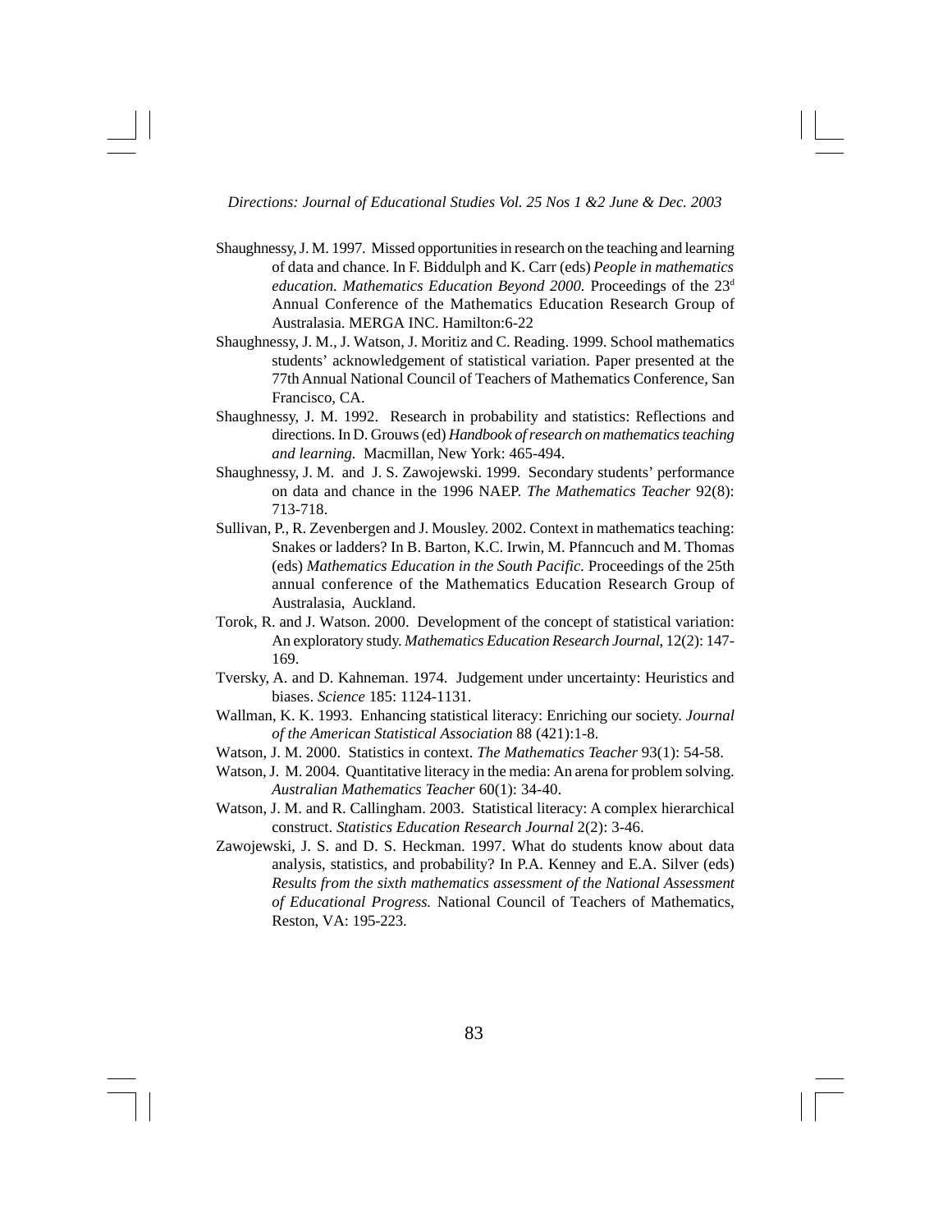Shaughnessy, J. M. 1997. Missed opportunities in research on the teaching and learning of data and chance. In F. Biddulph and K. Carr (eds) *People in mathematics education. Mathematics Education Beyond 2000.* Proceedings of the 23[d] Annual Conference of the Mathematics Education Research Group of Australasia. MERGA INC. Hamilton:6-22

Shaughnessy, J. M., J. Watson, J. Moritiz and C. Reading. 1999. School mathematics students' acknowledgement of statistical variation. Paper presented at the 77th Annual National Council of Teachers of Mathematics Conference, San Francisco, CA.

Shaughnessy, J. M. 1992. Research in probability and statistics: Reflections and directions. In D. Grouws (ed) *Handbook of research on mathematics teaching and learning.* Macmillan, New York: 465-494.

Shaughnessy, J. M. and J. S. Zawojewski. 1999. Secondary students' performance on data and chance in the 1996 NAEP. *The Mathematics Teacher* 92(8): 713-718.

Sullivan, P., R. Zevenbergen and J. Mousley. 2002. Context in mathematics teaching: Snakes or ladders? In B. Barton, K.C. Irwin, M. Pfanncuch and M. Thomas (eds) *Mathematics Education in the South Pacific.* Proceedings of the 25th annual conference of the Mathematics Education Research Group of Australasia, Auckland.

Torok, R. and J. Watson. 2000. Development of the concept of statistical variation: An exploratory study. *Mathematics Education Research Journal,* 12(2): 147-169.

Tversky, A. and D. Kahneman. 1974. Judgement under uncertainty: Heuristics and biases. *Science* 185: 1124-1131.

Wallman, K. K. 1993. Enhancing statistical literacy: Enriching our society. *Journal of the American Statistical Association* 88 (421):1-8.

Watson, J. M. 2000. Statistics in context. *The Mathematics Teacher* 93(1): 54-58.

Watson, J. M. 2004. Quantitative literacy in the media: An arena for problem solving. *Australian Mathematics Teacher* 60(1): 34-40.

Watson, J. M. and R. Callingham. 2003. Statistical literacy: A complex hierarchical construct. *Statistics Education Research Journal* 2(2): 3-46.

Zawojewski, J. S. and D. S. Heckman. 1997. What do students know about data analysis, statistics, and probability? In P.A. Kenney and E.A. Silver (eds) *Results from the sixth mathematics assessment of the National Assessment of Educational Progress.* National Council of Teachers of Mathematics, Reston, VA: 195-223.